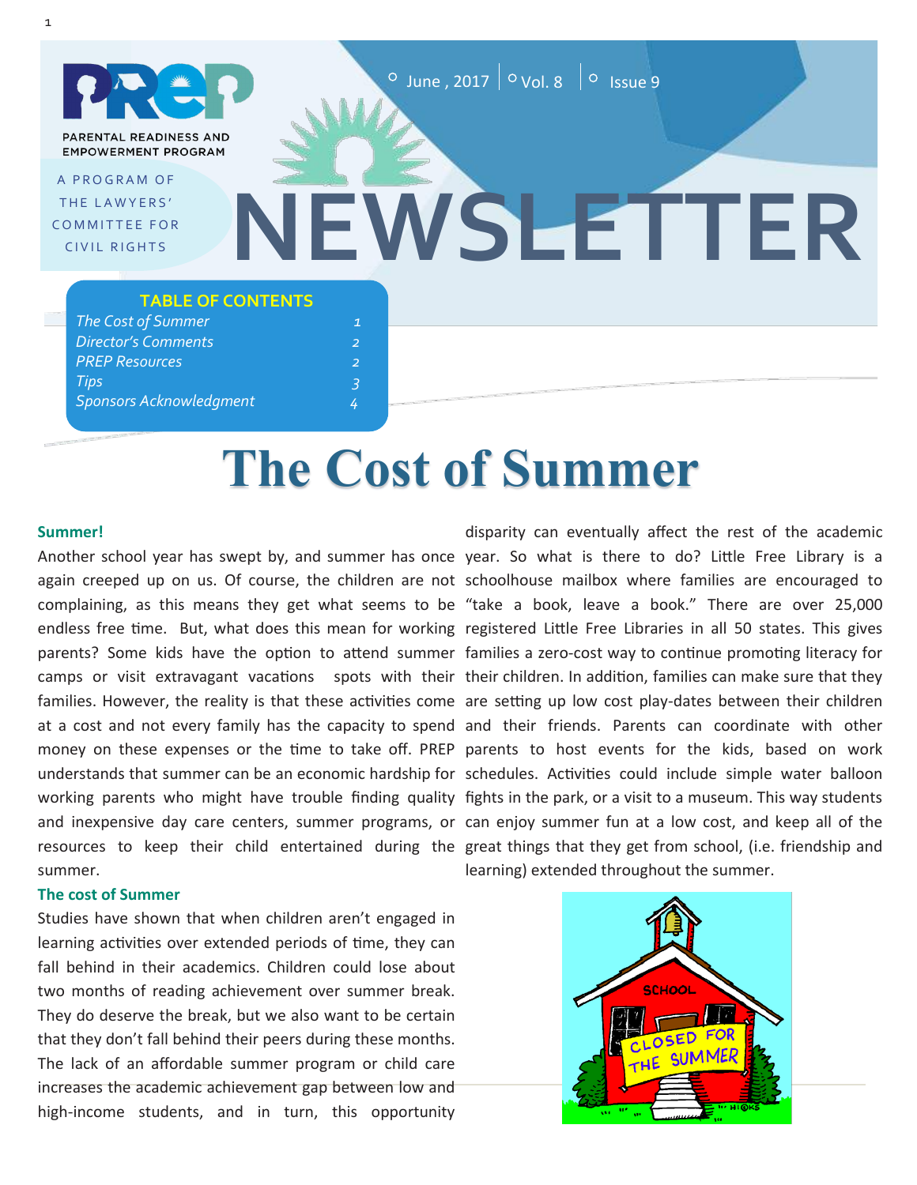PREP

PARENTAL READINESS AND EMPOWERMENT PROGRAM

A PROGRAM OF THE LAWYERS' COMMITTEE FOR CIVIL RIGHTS

June , 2017 | Vol. 8 | Issue 9

# NEWSLETTER

**TABLE OF CONTENTS**

| | |
|---|---|
| *The Cost of Summer* | *1* |
| *Director's Comments* | *2* |
| *PREP Resources* | *2* |
| *Tips* | *3* |
| *Sponsors Acknowledgment* | *4* |

# The Cost of Summer

### Summer!

Another school year has swept by, and summer has once again creeped up on us. Of course, the children are not complaining, as this means they get what seems to be endless free time. But, what does this mean for working parents? Some kids have the option to attend summer camps or visit extravagant vacations spots with their families. However, the reality is that these activities come at a cost and not every family has the capacity to spend money on these expenses or the time to take off. PREP understands that summer can be an economic hardship for working parents who might have trouble finding quality and inexpensive day care centers, summer programs, or resources to keep their child entertained during the summer.

### The cost of Summer

Studies have shown that when children aren't engaged in learning activities over extended periods of time, they can fall behind in their academics. Children could lose about two months of reading achievement over summer break. They do deserve the break, but we also want to be certain that they don't fall behind their peers during these months. The lack of an affordable summer program or child care increases the academic achievement gap between low and high-income students, and in turn, this opportunity disparity can eventually affect the rest of the academic year. So what is there to do? Little Free Library is a schoolhouse mailbox where families are encouraged to "take a book, leave a book." There are over 25,000 registered Little Free Libraries in all 50 states. This gives families a zero-cost way to continue promoting literacy for their children. In addition, families can make sure that they are setting up low cost play-dates between their children and their friends. Parents can coordinate with other parents to host events for the kids, based on work schedules. Activities could include simple water balloon fights in the park, or a visit to a museum. This way students can enjoy summer fun at a low cost, and keep all of the great things that they get from school, (i.e. friendship and learning) extended throughout the summer.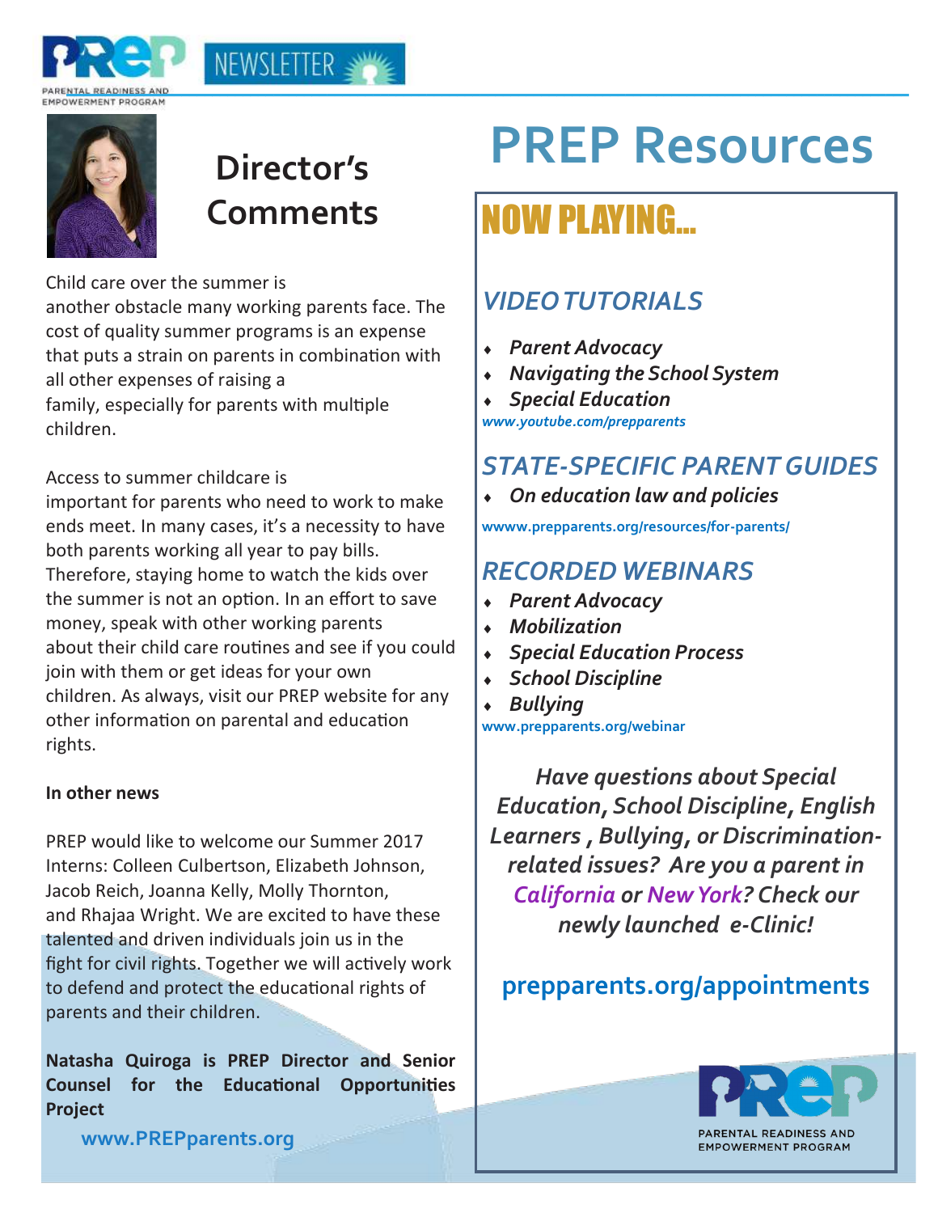PREP NEWSLETTER

PARENTAL READINESS AND EMPOWERMENT PROGRAM

## Director's Comments

Child care over the summer is another obstacle many working parents face. The cost of quality summer programs is an expense that puts a strain on parents in combination with all other expenses of raising a family, especially for parents with multiple children.

Access to summer childcare is important for parents who need to work to make ends meet. In many cases, it's a necessity to have both parents working all year to pay bills. Therefore, staying home to watch the kids over the summer is not an option. In an effort to save money, speak with other working parents about their child care routines and see if you could join with them or get ideas for your own children. As always, visit our PREP website for any other information on parental and education rights.

**In other news**

PREP would like to welcome our Summer 2017 Interns: Colleen Culbertson, Elizabeth Johnson, Jacob Reich, Joanna Kelly, Molly Thornton, and Rhajaa Wright. We are excited to have these talented and driven individuals join us in the fight for civil rights. Together we will actively work to defend and protect the educational rights of parents and their children.

**Natasha Quiroga is PREP Director and Senior Counsel for the Educational Opportunities Project**

www.PREPparents.org

# PREP Resources

## NOW PLAYING...

### *VIDEO TUTORIALS*

- *Parent Advocacy*
- *Navigating the School System*
- *Special Education*

*www.youtube.com/prepparents*

### *STATE-SPECIFIC PARENT GUIDES*

- *On education law and policies*

wwww.prepparents.org/resources/for-parents/

### *RECORDED WEBINARS*

- *Parent Advocacy*
- *Mobilization*
- *Special Education Process*
- *School Discipline*
- *Bullying*

www.prepparents.org/webinar

*Have questions about Special Education, School Discipline, English Learners , Bullying, or Discrimination-related issues? Are you a parent in California or New York? Check our newly launched e-Clinic!*

**prepparents.org/appointments**

PREP PARENTAL READINESS AND EMPOWERMENT PROGRAM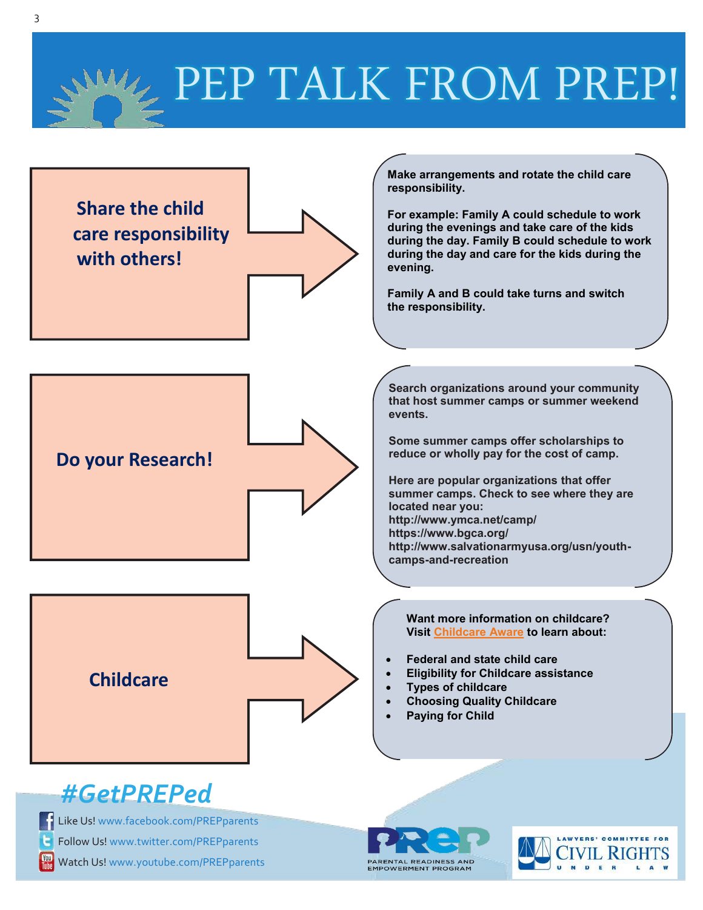# PEP TALK FROM PREP!

## Share the child care responsibility with others!

**Make arrangements and rotate the child care responsibility.**

**For example: Family A could schedule to work during the evenings and take care of the kids during the day. Family B could schedule to work during the day and care for the kids during the evening.**

**Family A and B could take turns and switch the responsibility.**

## Do your Research!

**Search organizations around your community that host summer camps or summer weekend events.**

**Some summer camps offer scholarships to reduce or wholly pay for the cost of camp.**

**Here are popular organizations that offer summer camps. Check to see where they are located near you:**
**http://www.ymca.net/camp/**
**https://www.bgca.org/**
**http://www.salvationarmyusa.org/usn/youth-camps-and-recreation**

## Childcare

**Want more information on childcare? Visit Childcare Aware to learn about:**

- **Federal and state child care**
- **Eligibility for Childcare assistance**
- **Types of childcare**
- **Choosing Quality Childcare**
- **Paying for Child**

*#GetPREPed*

Like Us! www.facebook.com/PREPparents
Follow Us! www.twitter.com/PREPparents
Watch Us! www.youtube.com/PREPparents

PREP — PARENTAL READINESS AND EMPOWERMENT PROGRAM

LAWYERS' COMMITTEE FOR CIVIL RIGHTS UNDER LAW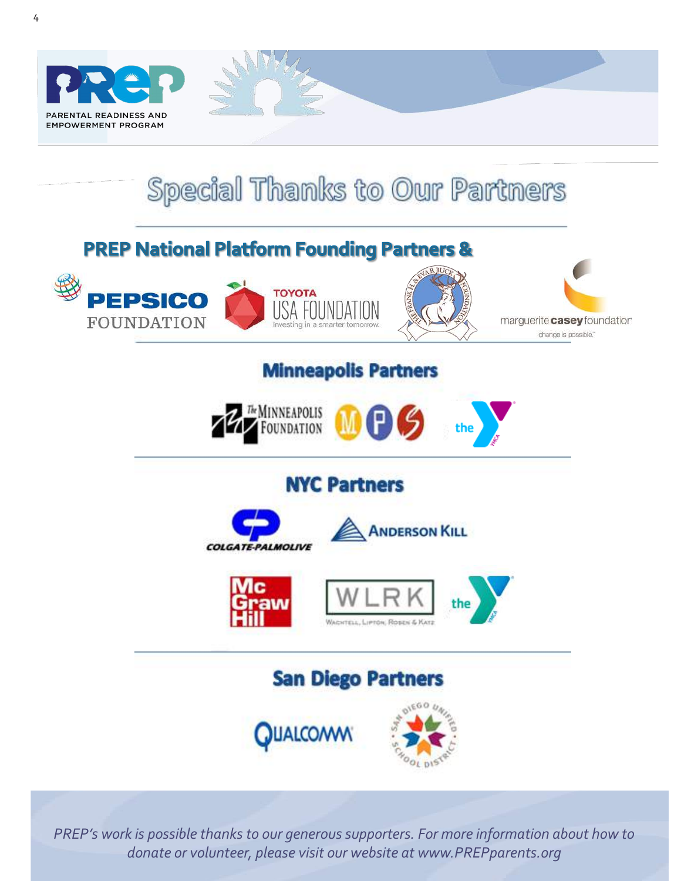PARENTAL READINESS AND EMPOWERMENT PROGRAM

# Special Thanks to Our Partners

## PREP National Platform Founding Partners &

PEPSICO FOUNDATION

TOYOTA USA FOUNDATION
Investing in a smarter tomorrow.

The Frank H. & Eva B. Buck Foundation

marguerite casey foundation
change is possible.

## Minneapolis Partners

The Minneapolis Foundation

MPS

the Y

## NYC Partners

COLGATE-PALMOLIVE

ANDERSON KILL

Mc Graw Hill

WLRK
Wachtell, Lipton, Rosen & Katz

the Y

## San Diego Partners

QUALCOMM

San Diego Unified School District

*PREP's work is possible thanks to our generous supporters. For more information about how to donate or volunteer, please visit our website at www.PREPparents.org*